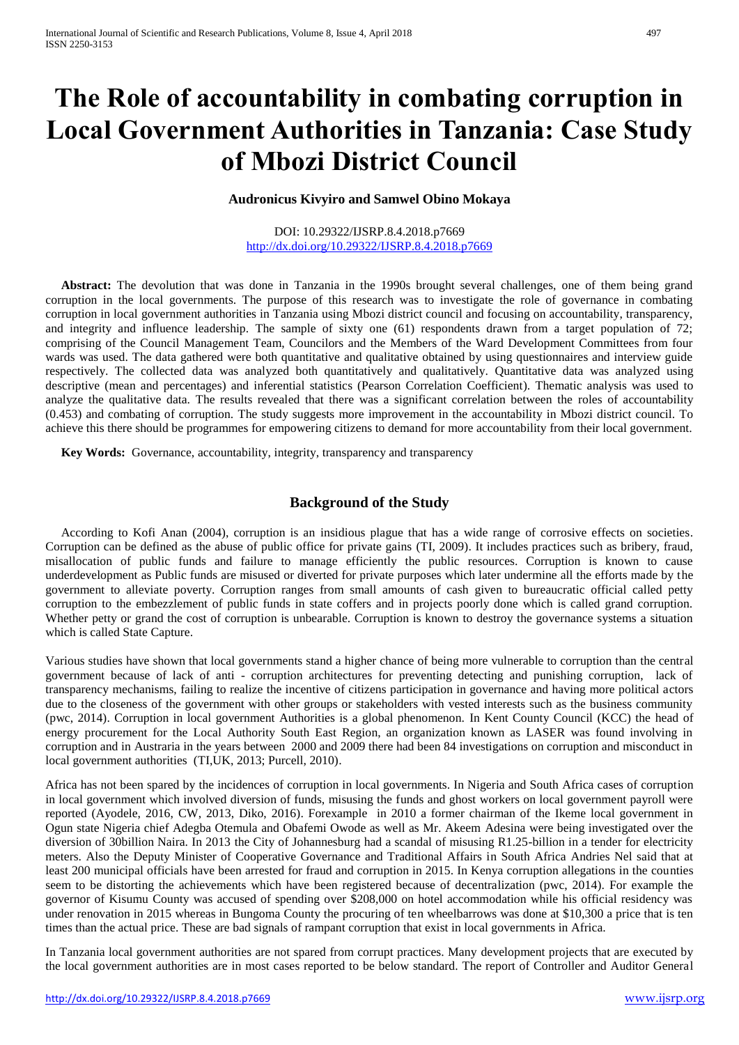# The Role of accountability in combating corruption in Local Government Authorities in Tanzania: Case Study of Mbozi District Council

**Audronicus Kivyiro and Samwel Obino Mokaya**

DOI: 10.29322/IJSRP.8.4.2018.p7669
http://dx.doi.org/10.29322/IJSRP.8.4.2018.p7669

**Abstract:** The devolution that was done in Tanzania in the 1990s brought several challenges, one of them being grand corruption in the local governments. The purpose of this research was to investigate the role of governance in combating corruption in local government authorities in Tanzania using Mbozi district council and focusing on accountability, transparency, and integrity and influence leadership. The sample of sixty one (61) respondents drawn from a target population of 72; comprising of the Council Management Team, Councilors and the Members of the Ward Development Committees from four wards was used. The data gathered were both quantitative and qualitative obtained by using questionnaires and interview guide respectively. The collected data was analyzed both quantitatively and qualitatively. Quantitative data was analyzed using descriptive (mean and percentages) and inferential statistics (Pearson Correlation Coefficient). Thematic analysis was used to analyze the qualitative data. The results revealed that there was a significant correlation between the roles of accountability (0.453) and combating of corruption. The study suggests more improvement in the accountability in Mbozi district council. To achieve this there should be programmes for empowering citizens to demand for more accountability from their local government.

**Key Words:** Governance, accountability, integrity, transparency and transparency

## Background of the Study

According to Kofi Anan (2004), corruption is an insidious plague that has a wide range of corrosive effects on societies. Corruption can be defined as the abuse of public office for private gains (TI, 2009). It includes practices such as bribery, fraud, misallocation of public funds and failure to manage efficiently the public resources. Corruption is known to cause underdevelopment as Public funds are misused or diverted for private purposes which later undermine all the efforts made by the government to alleviate poverty. Corruption ranges from small amounts of cash given to bureaucratic official called petty corruption to the embezzlement of public funds in state coffers and in projects poorly done which is called grand corruption. Whether petty or grand the cost of corruption is unbearable. Corruption is known to destroy the governance systems a situation which is called State Capture.

Various studies have shown that local governments stand a higher chance of being more vulnerable to corruption than the central government because of lack of anti - corruption architectures for preventing detecting and punishing corruption, lack of transparency mechanisms, failing to realize the incentive of citizens participation in governance and having more political actors due to the closeness of the government with other groups or stakeholders with vested interests such as the business community (pwc, 2014). Corruption in local government Authorities is a global phenomenon. In Kent County Council (KCC) the head of energy procurement for the Local Authority South East Region, an organization known as LASER was found involving in corruption and in Austraria in the years between 2000 and 2009 there had been 84 investigations on corruption and misconduct in local government authorities (TI,UK, 2013; Purcell, 2010).

Africa has not been spared by the incidences of corruption in local governments. In Nigeria and South Africa cases of corruption in local government which involved diversion of funds, misusing the funds and ghost workers on local government payroll were reported (Ayodele, 2016, CW, 2013, Diko, 2016). Forexample in 2010 a former chairman of the Ikeme local government in Ogun state Nigeria chief Adegba Otemula and Obafemi Owode as well as Mr. Akeem Adesina were being investigated over the diversion of 30billion Naira. In 2013 the City of Johannesburg had a scandal of misusing R1.25-billion in a tender for electricity meters. Also the Deputy Minister of Cooperative Governance and Traditional Affairs in South Africa Andries Nel said that at least 200 municipal officials have been arrested for fraud and corruption in 2015. In Kenya corruption allegations in the counties seem to be distorting the achievements which have been registered because of decentralization (pwc, 2014). For example the governor of Kisumu County was accused of spending over $208,000 on hotel accommodation while his official residency was under renovation in 2015 whereas in Bungoma County the procuring of ten wheelbarrows was done at $10,300 a price that is ten times than the actual price. These are bad signals of rampant corruption that exist in local governments in Africa.

In Tanzania local government authorities are not spared from corrupt practices. Many development projects that are executed by the local government authorities are in most cases reported to be below standard. The report of Controller and Auditor General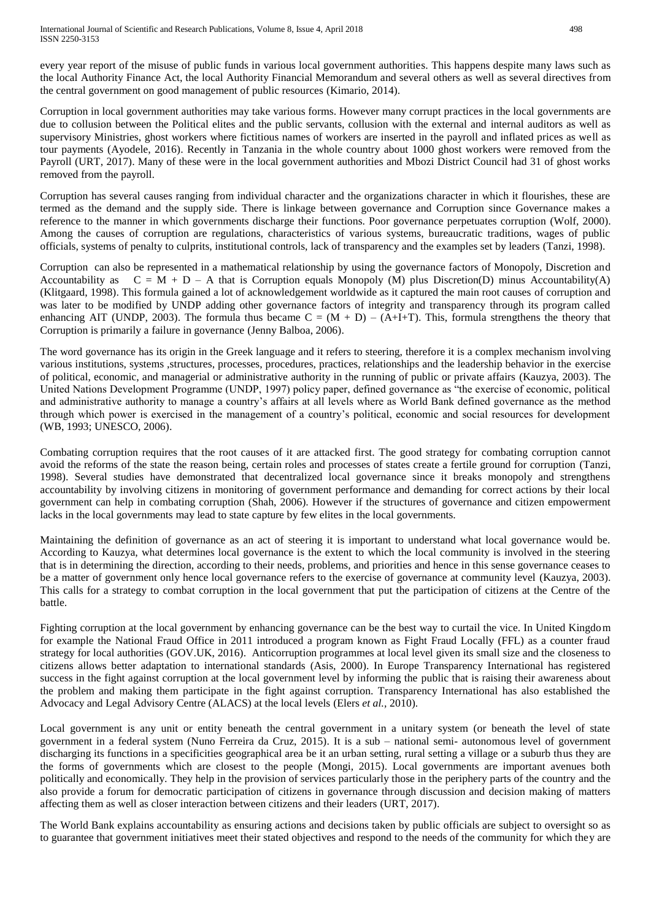every year report of the misuse of public funds in various local government authorities. This happens despite many laws such as the local Authority Finance Act, the local Authority Financial Memorandum and several others as well as several directives from the central government on good management of public resources (Kimario, 2014).

Corruption in local government authorities may take various forms. However many corrupt practices in the local governments are due to collusion between the Political elites and the public servants, collusion with the external and internal auditors as well as supervisory Ministries, ghost workers where fictitious names of workers are inserted in the payroll and inflated prices as well as tour payments (Ayodele, 2016). Recently in Tanzania in the whole country about 1000 ghost workers were removed from the Payroll (URT, 2017). Many of these were in the local government authorities and Mbozi District Council had 31 of ghost works removed from the payroll.

Corruption has several causes ranging from individual character and the organizations character in which it flourishes, these are termed as the demand and the supply side. There is linkage between governance and Corruption since Governance makes a reference to the manner in which governments discharge their functions. Poor governance perpetuates corruption (Wolf, 2000). Among the causes of corruption are regulations, characteristics of various systems, bureaucratic traditions, wages of public officials, systems of penalty to culprits, institutional controls, lack of transparency and the examples set by leaders (Tanzi, 1998).

Corruption can also be represented in a mathematical relationship by using the governance factors of Monopoly, Discretion and Accountability as $C = M + D - A$ that is Corruption equals Monopoly (M) plus Discretion(D) minus Accountability(A) (Klitgaard, 1998). This formula gained a lot of acknowledgement worldwide as it captured the main root causes of corruption and was later to be modified by UNDP adding other governance factors of integrity and transparency through its program called enhancing AIT (UNDP, 2003). The formula thus became $C = (M + D) - (A+I+T)$. This, formula strengthens the theory that Corruption is primarily a failure in governance (Jenny Balboa, 2006).

The word governance has its origin in the Greek language and it refers to steering, therefore it is a complex mechanism involving various institutions, systems ,structures, processes, procedures, practices, relationships and the leadership behavior in the exercise of political, economic, and managerial or administrative authority in the running of public or private affairs (Kauzya, 2003). The United Nations Development Programme (UNDP, 1997) policy paper, defined governance as "the exercise of economic, political and administrative authority to manage a country's affairs at all levels where as World Bank defined governance as the method through which power is exercised in the management of a country's political, economic and social resources for development (WB, 1993; UNESCO, 2006).

Combating corruption requires that the root causes of it are attacked first. The good strategy for combating corruption cannot avoid the reforms of the state the reason being, certain roles and processes of states create a fertile ground for corruption (Tanzi, 1998). Several studies have demonstrated that decentralized local governance since it breaks monopoly and strengthens accountability by involving citizens in monitoring of government performance and demanding for correct actions by their local government can help in combating corruption (Shah, 2006). However if the structures of governance and citizen empowerment lacks in the local governments may lead to state capture by few elites in the local governments.

Maintaining the definition of governance as an act of steering it is important to understand what local governance would be. According to Kauzya, what determines local governance is the extent to which the local community is involved in the steering that is in determining the direction, according to their needs, problems, and priorities and hence in this sense governance ceases to be a matter of government only hence local governance refers to the exercise of governance at community level (Kauzya, 2003). This calls for a strategy to combat corruption in the local government that put the participation of citizens at the Centre of the battle.

Fighting corruption at the local government by enhancing governance can be the best way to curtail the vice. In United Kingdom for example the National Fraud Office in 2011 introduced a program known as Fight Fraud Locally (FFL) as a counter fraud strategy for local authorities (GOV.UK, 2016). Anticorruption programmes at local level given its small size and the closeness to citizens allows better adaptation to international standards (Asis, 2000). In Europe Transparency International has registered success in the fight against corruption at the local government level by informing the public that is raising their awareness about the problem and making them participate in the fight against corruption. Transparency International has also established the Advocacy and Legal Advisory Centre (ALACS) at the local levels (Elers *et al.*, 2010).

Local government is any unit or entity beneath the central government in a unitary system (or beneath the level of state government in a federal system (Nuno Ferreira da Cruz, 2015). It is a sub – national semi- autonomous level of government discharging its functions in a specificities geographical area be it an urban setting, rural setting a village or a suburb thus they are the forms of governments which are closest to the people (Mongi, 2015). Local governments are important avenues both politically and economically. They help in the provision of services particularly those in the periphery parts of the country and the also provide a forum for democratic participation of citizens in governance through discussion and decision making of matters affecting them as well as closer interaction between citizens and their leaders (URT, 2017).

The World Bank explains accountability as ensuring actions and decisions taken by public officials are subject to oversight so as to guarantee that government initiatives meet their stated objectives and respond to the needs of the community for which they are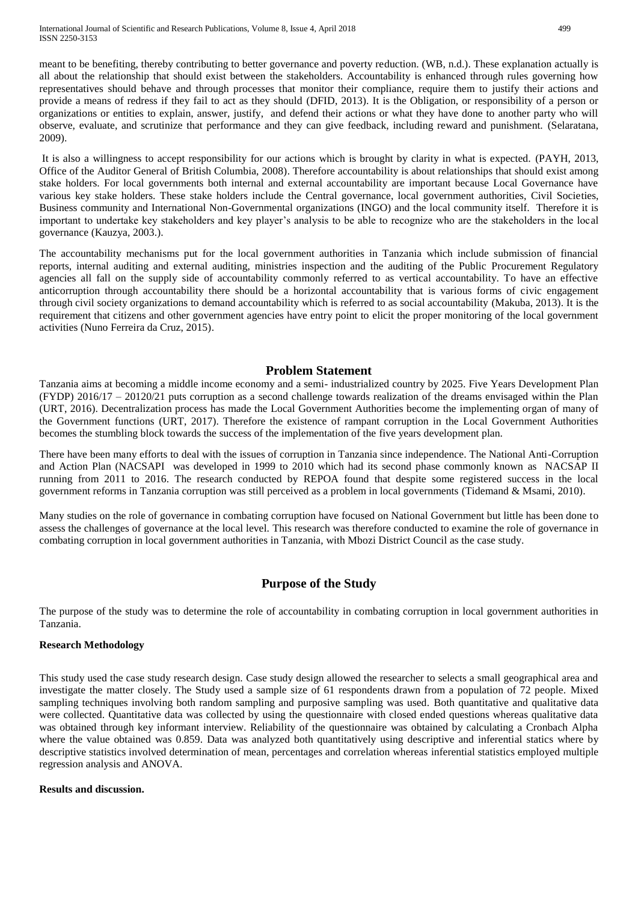meant to be benefiting, thereby contributing to better governance and poverty reduction. (WB, n.d.). These explanation actually is all about the relationship that should exist between the stakeholders. Accountability is enhanced through rules governing how representatives should behave and through processes that monitor their compliance, require them to justify their actions and provide a means of redress if they fail to act as they should (DFID, 2013). It is the Obligation, or responsibility of a person or organizations or entities to explain, answer, justify, and defend their actions or what they have done to another party who will observe, evaluate, and scrutinize that performance and they can give feedback, including reward and punishment. (Selaratana, 2009).

It is also a willingness to accept responsibility for our actions which is brought by clarity in what is expected. (PAYH, 2013, Office of the Auditor General of British Columbia, 2008). Therefore accountability is about relationships that should exist among stake holders. For local governments both internal and external accountability are important because Local Governance have various key stake holders. These stake holders include the Central governance, local government authorities, Civil Societies, Business community and International Non-Governmental organizations (INGO) and the local community itself. Therefore it is important to undertake key stakeholders and key player's analysis to be able to recognize who are the stakeholders in the local governance (Kauzya, 2003.).

The accountability mechanisms put for the local government authorities in Tanzania which include submission of financial reports, internal auditing and external auditing, ministries inspection and the auditing of the Public Procurement Regulatory agencies all fall on the supply side of accountability commonly referred to as vertical accountability. To have an effective anticorruption through accountability there should be a horizontal accountability that is various forms of civic engagement through civil society organizations to demand accountability which is referred to as social accountability (Makuba, 2013). It is the requirement that citizens and other government agencies have entry point to elicit the proper monitoring of the local government activities (Nuno Ferreira da Cruz, 2015).

## Problem Statement

Tanzania aims at becoming a middle income economy and a semi- industrialized country by 2025. Five Years Development Plan (FYDP) 2016/17 – 20120/21 puts corruption as a second challenge towards realization of the dreams envisaged within the Plan (URT, 2016). Decentralization process has made the Local Government Authorities become the implementing organ of many of the Government functions (URT, 2017). Therefore the existence of rampant corruption in the Local Government Authorities becomes the stumbling block towards the success of the implementation of the five years development plan.

There have been many efforts to deal with the issues of corruption in Tanzania since independence. The National Anti-Corruption and Action Plan (NACSAPI was developed in 1999 to 2010 which had its second phase commonly known as NACSAP II running from 2011 to 2016. The research conducted by REPOA found that despite some registered success in the local government reforms in Tanzania corruption was still perceived as a problem in local governments (Tidemand & Msami, 2010).

Many studies on the role of governance in combating corruption have focused on National Government but little has been done to assess the challenges of governance at the local level. This research was therefore conducted to examine the role of governance in combating corruption in local government authorities in Tanzania, with Mbozi District Council as the case study.

## Purpose of the Study

The purpose of the study was to determine the role of accountability in combating corruption in local government authorities in Tanzania.

### Research Methodology

This study used the case study research design. Case study design allowed the researcher to selects a small geographical area and investigate the matter closely. The Study used a sample size of 61 respondents drawn from a population of 72 people. Mixed sampling techniques involving both random sampling and purposive sampling was used. Both quantitative and qualitative data were collected. Quantitative data was collected by using the questionnaire with closed ended questions whereas qualitative data was obtained through key informant interview. Reliability of the questionnaire was obtained by calculating a Cronbach Alpha where the value obtained was 0.859. Data was analyzed both quantitatively using descriptive and inferential statics where by descriptive statistics involved determination of mean, percentages and correlation whereas inferential statistics employed multiple regression analysis and ANOVA.

### Results and discussion.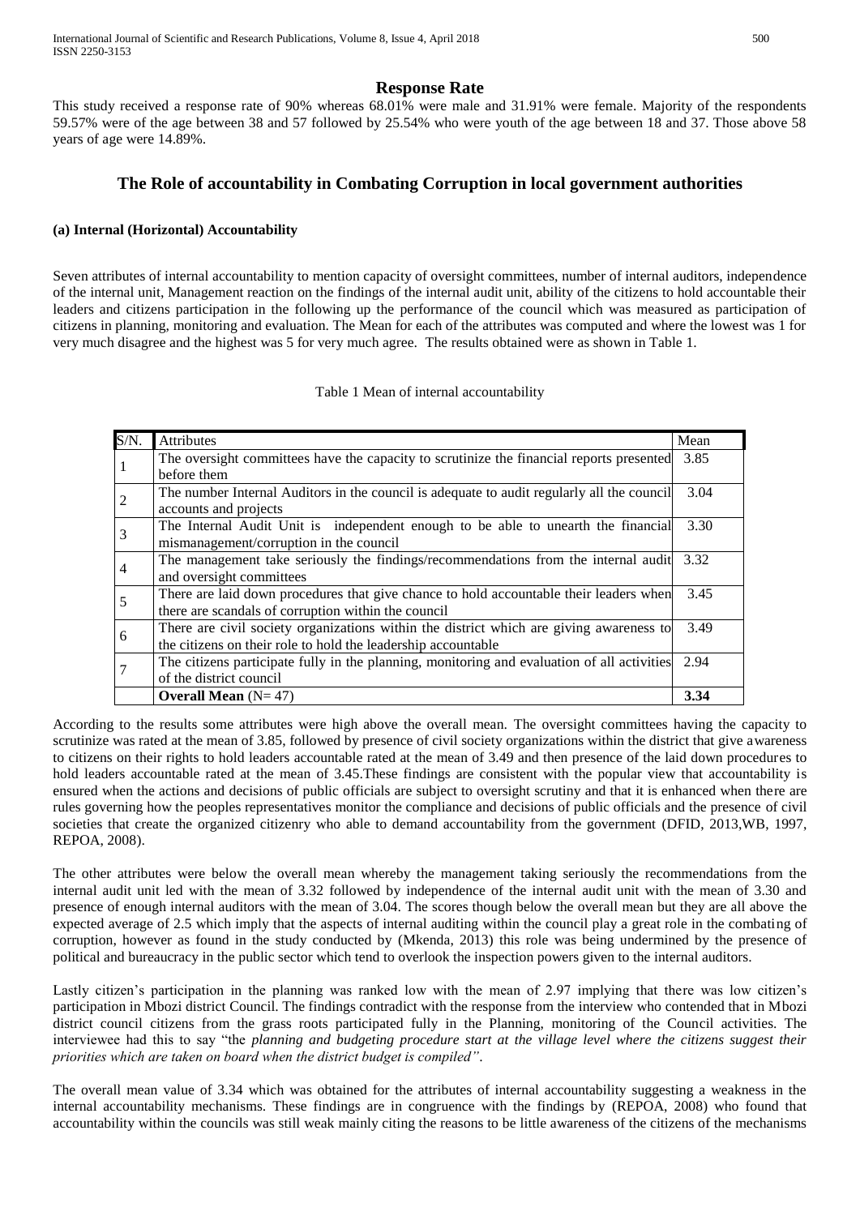## Response Rate

This study received a response rate of 90% whereas 68.01% were male and 31.91% were female. Majority of the respondents 59.57% were of the age between 38 and 57 followed by 25.54% who were youth of the age between 18 and 37. Those above 58 years of age were 14.89%.

## The Role of accountability in Combating Corruption in local government authorities

### (a) Internal (Horizontal) Accountability

Seven attributes of internal accountability to mention capacity of oversight committees, number of internal auditors, independence of the internal unit, Management reaction on the findings of the internal audit unit, ability of the citizens to hold accountable their leaders and citizens participation in the following up the performance of the council which was measured as participation of citizens in planning, monitoring and evaluation. The Mean for each of the attributes was computed and where the lowest was 1 for very much disagree and the highest was 5 for very much agree. The results obtained were as shown in Table 1.

Table 1 Mean of internal accountability

| S/N. | Attributes | Mean |
|---|---|---|
| 1 | The oversight committees have the capacity to scrutinize the financial reports presented before them | 3.85 |
| 2 | The number Internal Auditors in the council is adequate to audit regularly all the council accounts and projects | 3.04 |
| 3 | The Internal Audit Unit is independent enough to be able to unearth the financial mismanagement/corruption in the council | 3.30 |
| 4 | The management take seriously the findings/recommendations from the internal audit and oversight committees | 3.32 |
| 5 | There are laid down procedures that give chance to hold accountable their leaders when there are scandals of corruption within the council | 3.45 |
| 6 | There are civil society organizations within the district which are giving awareness to the citizens on their role to hold the leadership accountable | 3.49 |
| 7 | The citizens participate fully in the planning, monitoring and evaluation of all activities of the district council | 2.94 |
| | **Overall Mean** (N= 47) | **3.34** |

According to the results some attributes were high above the overall mean. The oversight committees having the capacity to scrutinize was rated at the mean of 3.85, followed by presence of civil society organizations within the district that give awareness to citizens on their rights to hold leaders accountable rated at the mean of 3.49 and then presence of the laid down procedures to hold leaders accountable rated at the mean of 3.45.These findings are consistent with the popular view that accountability is ensured when the actions and decisions of public officials are subject to oversight scrutiny and that it is enhanced when there are rules governing how the peoples representatives monitor the compliance and decisions of public officials and the presence of civil societies that create the organized citizenry who able to demand accountability from the government (DFID, 2013,WB, 1997, REPOA, 2008).

The other attributes were below the overall mean whereby the management taking seriously the recommendations from the internal audit unit led with the mean of 3.32 followed by independence of the internal audit unit with the mean of 3.30 and presence of enough internal auditors with the mean of 3.04. The scores though below the overall mean but they are all above the expected average of 2.5 which imply that the aspects of internal auditing within the council play a great role in the combating of corruption, however as found in the study conducted by (Mkenda, 2013) this role was being undermined by the presence of political and bureaucracy in the public sector which tend to overlook the inspection powers given to the internal auditors.

Lastly citizen's participation in the planning was ranked low with the mean of 2.97 implying that there was low citizen's participation in Mbozi district Council. The findings contradict with the response from the interview who contended that in Mbozi district council citizens from the grass roots participated fully in the Planning, monitoring of the Council activities. The interviewee had this to say "the *planning and budgeting procedure start at the village level where the citizens suggest their priorities which are taken on board when the district budget is compiled".*

The overall mean value of 3.34 which was obtained for the attributes of internal accountability suggesting a weakness in the internal accountability mechanisms. These findings are in congruence with the findings by (REPOA, 2008) who found that accountability within the councils was still weak mainly citing the reasons to be little awareness of the citizens of the mechanisms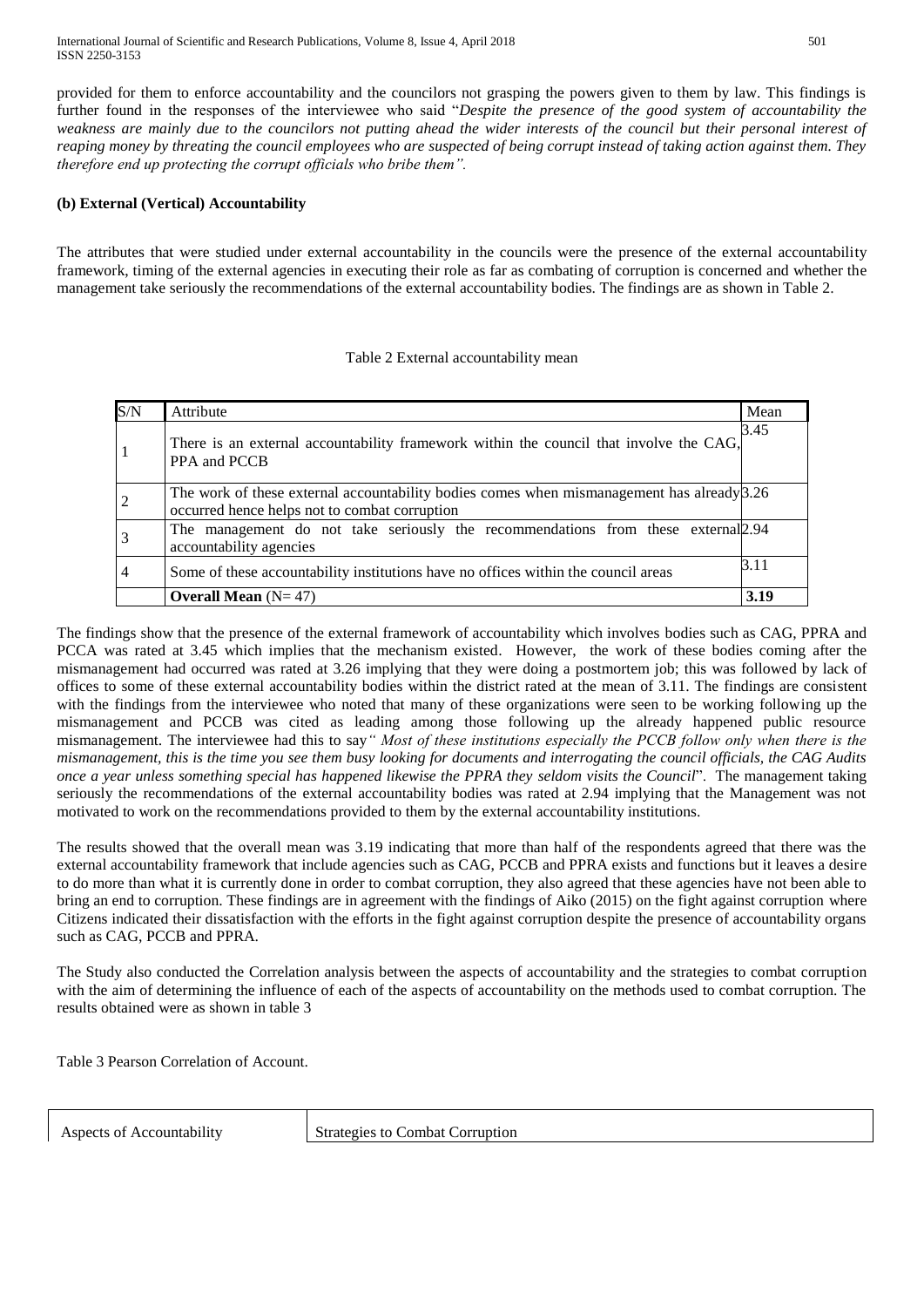provided for them to enforce accountability and the councilors not grasping the powers given to them by law. This findings is further found in the responses of the interviewee who said "*Despite the presence of the good system of accountability the weakness are mainly due to the councilors not putting ahead the wider interests of the council but their personal interest of reaping money by threating the council employees who are suspected of being corrupt instead of taking action against them. They therefore end up protecting the corrupt officials who bribe them".*

**(b) External (Vertical) Accountability**

The attributes that were studied under external accountability in the councils were the presence of the external accountability framework, timing of the external agencies in executing their role as far as combating of corruption is concerned and whether the management take seriously the recommendations of the external accountability bodies. The findings are as shown in Table 2.

Table 2 External accountability mean

| S/N | Attribute | Mean |
|---|---|---|
| 1 | There is an external accountability framework within the council that involve the CAG, PPA and PCCB | 3.45 |
| 2 | The work of these external accountability bodies comes when mismanagement has already occurred hence helps not to combat corruption | 3.26 |
| 3 | The management do not take seriously the recommendations from these external accountability agencies | 2.94 |
| 4 | Some of these accountability institutions have no offices within the council areas | 3.11 |
| | **Overall Mean** (N= 47) | **3.19** |

The findings show that the presence of the external framework of accountability which involves bodies such as CAG, PPRA and PCCA was rated at 3.45 which implies that the mechanism existed. However, the work of these bodies coming after the mismanagement had occurred was rated at 3.26 implying that they were doing a postmortem job; this was followed by lack of offices to some of these external accountability bodies within the district rated at the mean of 3.11. The findings are consistent with the findings from the interviewee who noted that many of these organizations were seen to be working following up the mismanagement and PCCB was cited as leading among those following up the already happened public resource mismanagement. The interviewee had this to say*" Most of these institutions especially the PCCB follow only when there is the mismanagement, this is the time you see them busy looking for documents and interrogating the council officials, the CAG Audits once a year unless something special has happened likewise the PPRA they seldom visits the Council*". The management taking seriously the recommendations of the external accountability bodies was rated at 2.94 implying that the Management was not motivated to work on the recommendations provided to them by the external accountability institutions.

The results showed that the overall mean was 3.19 indicating that more than half of the respondents agreed that there was the external accountability framework that include agencies such as CAG, PCCB and PPRA exists and functions but it leaves a desire to do more than what it is currently done in order to combat corruption, they also agreed that these agencies have not been able to bring an end to corruption. These findings are in agreement with the findings of Aiko (2015) on the fight against corruption where Citizens indicated their dissatisfaction with the efforts in the fight against corruption despite the presence of accountability organs such as CAG, PCCB and PPRA.

The Study also conducted the Correlation analysis between the aspects of accountability and the strategies to combat corruption with the aim of determining the influence of each of the aspects of accountability on the methods used to combat corruption. The results obtained were as shown in table 3

Table 3 Pearson Correlation of Account.

| Aspects of Accountability | Strategies to Combat Corruption |
|---|---|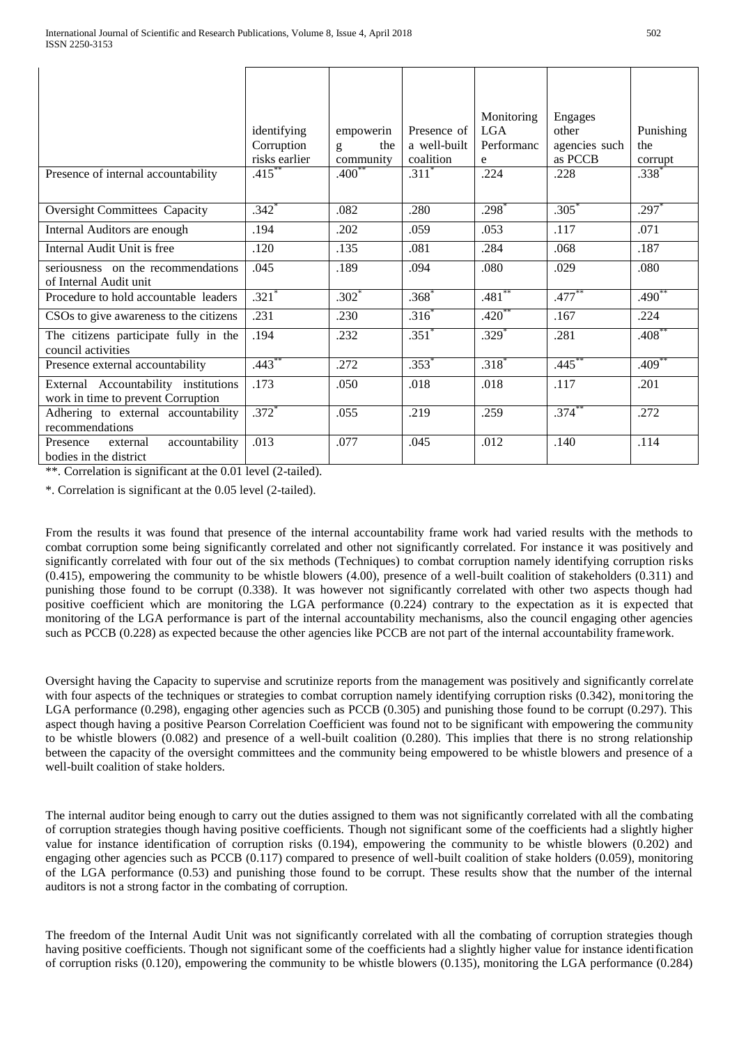| | identifying Corruption risks earlier | empowering the community | Presence of a well-built coalition | Monitoring LGA Performance | Engages other agencies such as PCCB | Punishing the corrupt |
|---|---|---|---|---|---|---|
| Presence of internal accountability | .415** | .400** | .311* | .224 | .228 | .338* |
| Oversight Committees Capacity | .342* | .082 | .280 | .298* | .305* | .297* |
| Internal Auditors are enough | .194 | .202 | .059 | .053 | .117 | .071 |
| Internal Audit Unit is free | .120 | .135 | .081 | .284 | .068 | .187 |
| seriousness on the recommendations of Internal Audit unit | .045 | .189 | .094 | .080 | .029 | .080 |
| Procedure to hold accountable leaders | .321* | .302* | .368* | .481** | .477** | .490** |
| CSOs to give awareness to the citizens | .231 | .230 | .316* | .420** | .167 | .224 |
| The citizens participate fully in the council activities | .194 | .232 | .351* | .329* | .281 | .408** |
| Presence external accountability | .443** | .272 | .353* | .318* | .445** | .409** |
| External Accountability institutions work in time to prevent Corruption | .173 | .050 | .018 | .018 | .117 | .201 |
| Adhering to external accountability recommendations | .372* | .055 | .219 | .259 | .374** | .272 |
| Presence external accountability bodies in the district | .013 | .077 | .045 | .012 | .140 | .114 |

**. Correlation is significant at the 0.01 level (2-tailed).

*. Correlation is significant at the 0.05 level (2-tailed).

From the results it was found that presence of the internal accountability frame work had varied results with the methods to combat corruption some being significantly correlated and other not significantly correlated. For instance it was positively and significantly correlated with four out of the six methods (Techniques) to combat corruption namely identifying corruption risks (0.415), empowering the community to be whistle blowers (4.00), presence of a well-built coalition of stakeholders (0.311) and punishing those found to be corrupt (0.338). It was however not significantly correlated with other two aspects though had positive coefficient which are monitoring the LGA performance (0.224) contrary to the expectation as it is expected that monitoring of the LGA performance is part of the internal accountability mechanisms, also the council engaging other agencies such as PCCB (0.228) as expected because the other agencies like PCCB are not part of the internal accountability framework.

Oversight having the Capacity to supervise and scrutinize reports from the management was positively and significantly correlate with four aspects of the techniques or strategies to combat corruption namely identifying corruption risks (0.342), monitoring the LGA performance (0.298), engaging other agencies such as PCCB (0.305) and punishing those found to be corrupt (0.297). This aspect though having a positive Pearson Correlation Coefficient was found not to be significant with empowering the community to be whistle blowers (0.082) and presence of a well-built coalition (0.280). This implies that there is no strong relationship between the capacity of the oversight committees and the community being empowered to be whistle blowers and presence of a well-built coalition of stake holders.

The internal auditor being enough to carry out the duties assigned to them was not significantly correlated with all the combating of corruption strategies though having positive coefficients. Though not significant some of the coefficients had a slightly higher value for instance identification of corruption risks (0.194), empowering the community to be whistle blowers (0.202) and engaging other agencies such as PCCB (0.117) compared to presence of well-built coalition of stake holders (0.059), monitoring of the LGA performance (0.53) and punishing those found to be corrupt. These results show that the number of the internal auditors is not a strong factor in the combating of corruption.

The freedom of the Internal Audit Unit was not significantly correlated with all the combating of corruption strategies though having positive coefficients. Though not significant some of the coefficients had a slightly higher value for instance identification of corruption risks (0.120), empowering the community to be whistle blowers (0.135), monitoring the LGA performance (0.284)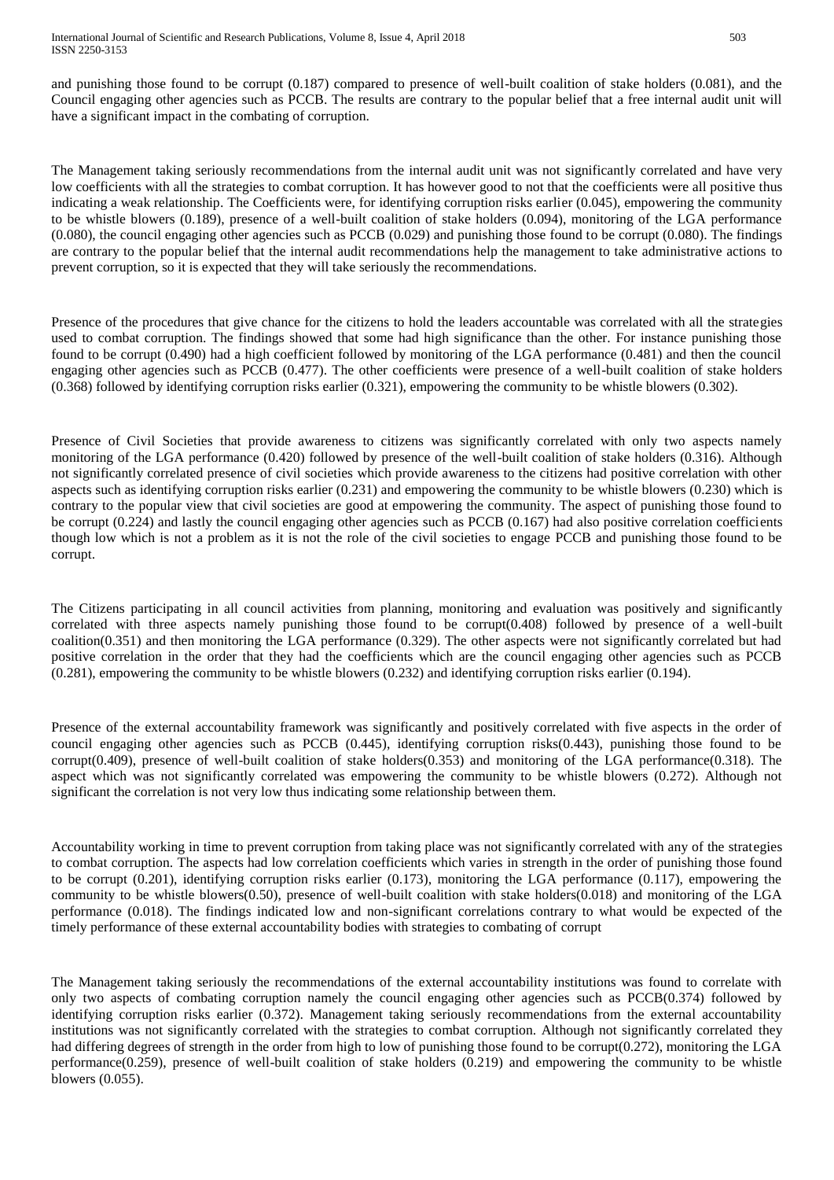and punishing those found to be corrupt (0.187) compared to presence of well-built coalition of stake holders (0.081), and the Council engaging other agencies such as PCCB. The results are contrary to the popular belief that a free internal audit unit will have a significant impact in the combating of corruption.

The Management taking seriously recommendations from the internal audit unit was not significantly correlated and have very low coefficients with all the strategies to combat corruption. It has however good to not that the coefficients were all positive thus indicating a weak relationship. The Coefficients were, for identifying corruption risks earlier (0.045), empowering the community to be whistle blowers (0.189), presence of a well-built coalition of stake holders (0.094), monitoring of the LGA performance (0.080), the council engaging other agencies such as PCCB (0.029) and punishing those found to be corrupt (0.080). The findings are contrary to the popular belief that the internal audit recommendations help the management to take administrative actions to prevent corruption, so it is expected that they will take seriously the recommendations.

Presence of the procedures that give chance for the citizens to hold the leaders accountable was correlated with all the strategies used to combat corruption. The findings showed that some had high significance than the other. For instance punishing those found to be corrupt (0.490) had a high coefficient followed by monitoring of the LGA performance (0.481) and then the council engaging other agencies such as PCCB (0.477). The other coefficients were presence of a well-built coalition of stake holders (0.368) followed by identifying corruption risks earlier (0.321), empowering the community to be whistle blowers (0.302).

Presence of Civil Societies that provide awareness to citizens was significantly correlated with only two aspects namely monitoring of the LGA performance (0.420) followed by presence of the well-built coalition of stake holders (0.316). Although not significantly correlated presence of civil societies which provide awareness to the citizens had positive correlation with other aspects such as identifying corruption risks earlier (0.231) and empowering the community to be whistle blowers (0.230) which is contrary to the popular view that civil societies are good at empowering the community. The aspect of punishing those found to be corrupt (0.224) and lastly the council engaging other agencies such as PCCB (0.167) had also positive correlation coefficients though low which is not a problem as it is not the role of the civil societies to engage PCCB and punishing those found to be corrupt.

The Citizens participating in all council activities from planning, monitoring and evaluation was positively and significantly correlated with three aspects namely punishing those found to be corrupt(0.408) followed by presence of a well-built coalition(0.351) and then monitoring the LGA performance (0.329). The other aspects were not significantly correlated but had positive correlation in the order that they had the coefficients which are the council engaging other agencies such as PCCB (0.281), empowering the community to be whistle blowers (0.232) and identifying corruption risks earlier (0.194).

Presence of the external accountability framework was significantly and positively correlated with five aspects in the order of council engaging other agencies such as PCCB (0.445), identifying corruption risks(0.443), punishing those found to be corrupt(0.409), presence of well-built coalition of stake holders(0.353) and monitoring of the LGA performance(0.318). The aspect which was not significantly correlated was empowering the community to be whistle blowers (0.272). Although not significant the correlation is not very low thus indicating some relationship between them.

Accountability working in time to prevent corruption from taking place was not significantly correlated with any of the strategies to combat corruption. The aspects had low correlation coefficients which varies in strength in the order of punishing those found to be corrupt (0.201), identifying corruption risks earlier (0.173), monitoring the LGA performance (0.117), empowering the community to be whistle blowers(0.50), presence of well-built coalition with stake holders(0.018) and monitoring of the LGA performance (0.018). The findings indicated low and non-significant correlations contrary to what would be expected of the timely performance of these external accountability bodies with strategies to combating of corrupt

The Management taking seriously the recommendations of the external accountability institutions was found to correlate with only two aspects of combating corruption namely the council engaging other agencies such as PCCB(0.374) followed by identifying corruption risks earlier (0.372). Management taking seriously recommendations from the external accountability institutions was not significantly correlated with the strategies to combat corruption. Although not significantly correlated they had differing degrees of strength in the order from high to low of punishing those found to be corrupt(0.272), monitoring the LGA performance(0.259), presence of well-built coalition of stake holders (0.219) and empowering the community to be whistle blowers (0.055).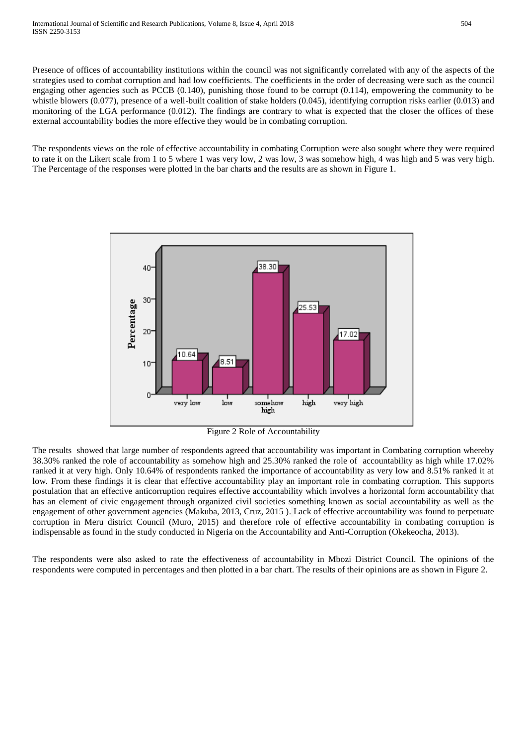Presence of offices of accountability institutions within the council was not significantly correlated with any of the aspects of the strategies used to combat corruption and had low coefficients. The coefficients in the order of decreasing were such as the council engaging other agencies such as PCCB (0.140), punishing those found to be corrupt (0.114), empowering the community to be whistle blowers (0.077), presence of a well-built coalition of stake holders (0.045), identifying corruption risks earlier (0.013) and monitoring of the LGA performance (0.012). The findings are contrary to what is expected that the closer the offices of these external accountability bodies the more effective they would be in combating corruption.

The respondents views on the role of effective accountability in combating Corruption were also sought where they were required to rate it on the Likert scale from 1 to 5 where 1 was very low, 2 was low, 3 was somehow high, 4 was high and 5 was very high. The Percentage of the responses were plotted in the bar charts and the results are as shown in Figure 1.

Figure 2 Role of Accountability

The results showed that large number of respondents agreed that accountability was important in Combating corruption whereby 38.30% ranked the role of accountability as somehow high and 25.30% ranked the role of accountability as high while 17.02% ranked it at very high. Only 10.64% of respondents ranked the importance of accountability as very low and 8.51% ranked it at low. From these findings it is clear that effective accountability play an important role in combating corruption. This supports postulation that an effective anticorruption requires effective accountability which involves a horizontal form accountability that has an element of civic engagement through organized civil societies something known as social accountability as well as the engagement of other government agencies (Makuba, 2013, Cruz, 2015 ). Lack of effective accountability was found to perpetuate corruption in Meru district Council (Muro, 2015) and therefore role of effective accountability in combating corruption is indispensable as found in the study conducted in Nigeria on the Accountability and Anti-Corruption (Okekeocha, 2013).

The respondents were also asked to rate the effectiveness of accountability in Mbozi District Council. The opinions of the respondents were computed in percentages and then plotted in a bar chart. The results of their opinions are as shown in Figure 2.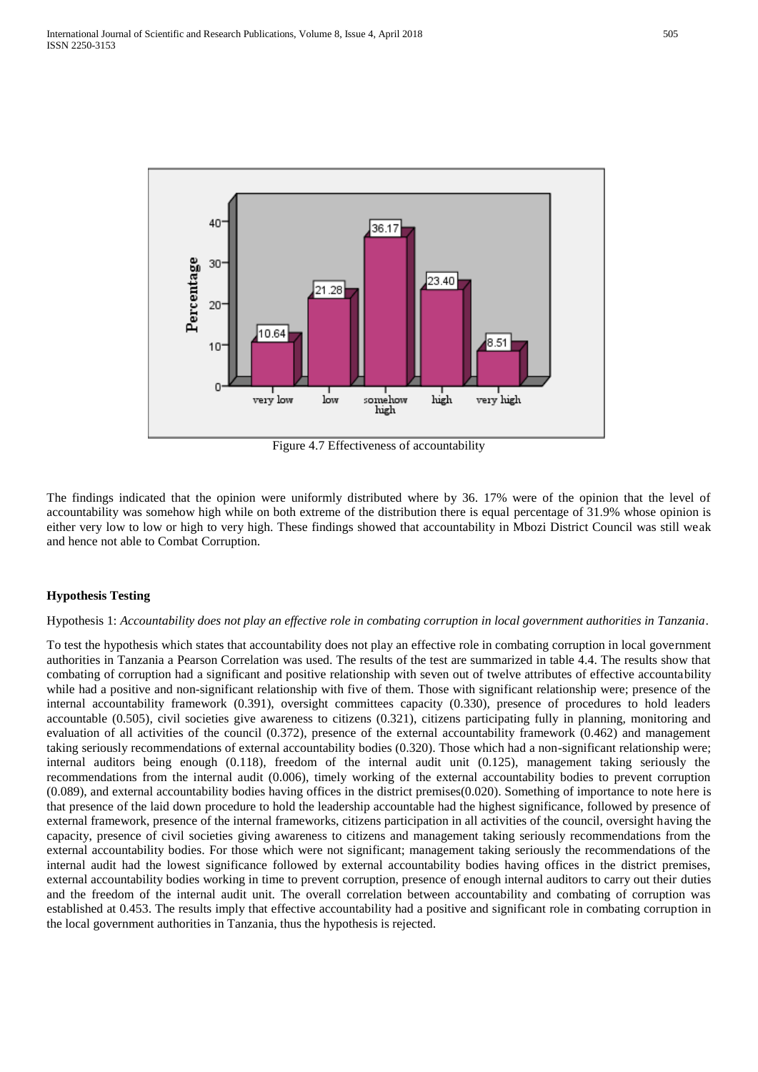Figure 4.7 Effectiveness of accountability

The findings indicated that the opinion were uniformly distributed where by 36. 17% were of the opinion that the level of accountability was somehow high while on both extreme of the distribution there is equal percentage of 31.9% whose opinion is either very low to low or high to very high. These findings showed that accountability in Mbozi District Council was still weak and hence not able to Combat Corruption.

#### Hypothesis Testing

Hypothesis 1: *Accountability does not play an effective role in combating corruption in local government authorities in Tanzania*.

To test the hypothesis which states that accountability does not play an effective role in combating corruption in local government authorities in Tanzania a Pearson Correlation was used. The results of the test are summarized in table 4.4. The results show that combating of corruption had a significant and positive relationship with seven out of twelve attributes of effective accountability while had a positive and non-significant relationship with five of them. Those with significant relationship were; presence of the internal accountability framework (0.391), oversight committees capacity (0.330), presence of procedures to hold leaders accountable (0.505), civil societies give awareness to citizens (0.321), citizens participating fully in planning, monitoring and evaluation of all activities of the council (0.372), presence of the external accountability framework (0.462) and management taking seriously recommendations of external accountability bodies (0.320). Those which had a non-significant relationship were; internal auditors being enough (0.118), freedom of the internal audit unit (0.125), management taking seriously the recommendations from the internal audit (0.006), timely working of the external accountability bodies to prevent corruption (0.089), and external accountability bodies having offices in the district premises(0.020). Something of importance to note here is that presence of the laid down procedure to hold the leadership accountable had the highest significance, followed by presence of external framework, presence of the internal frameworks, citizens participation in all activities of the council, oversight having the capacity, presence of civil societies giving awareness to citizens and management taking seriously recommendations from the external accountability bodies. For those which were not significant; management taking seriously the recommendations of the internal audit had the lowest significance followed by external accountability bodies having offices in the district premises, external accountability bodies working in time to prevent corruption, presence of enough internal auditors to carry out their duties and the freedom of the internal audit unit. The overall correlation between accountability and combating of corruption was established at 0.453. The results imply that effective accountability had a positive and significant role in combating corruption in the local government authorities in Tanzania, thus the hypothesis is rejected.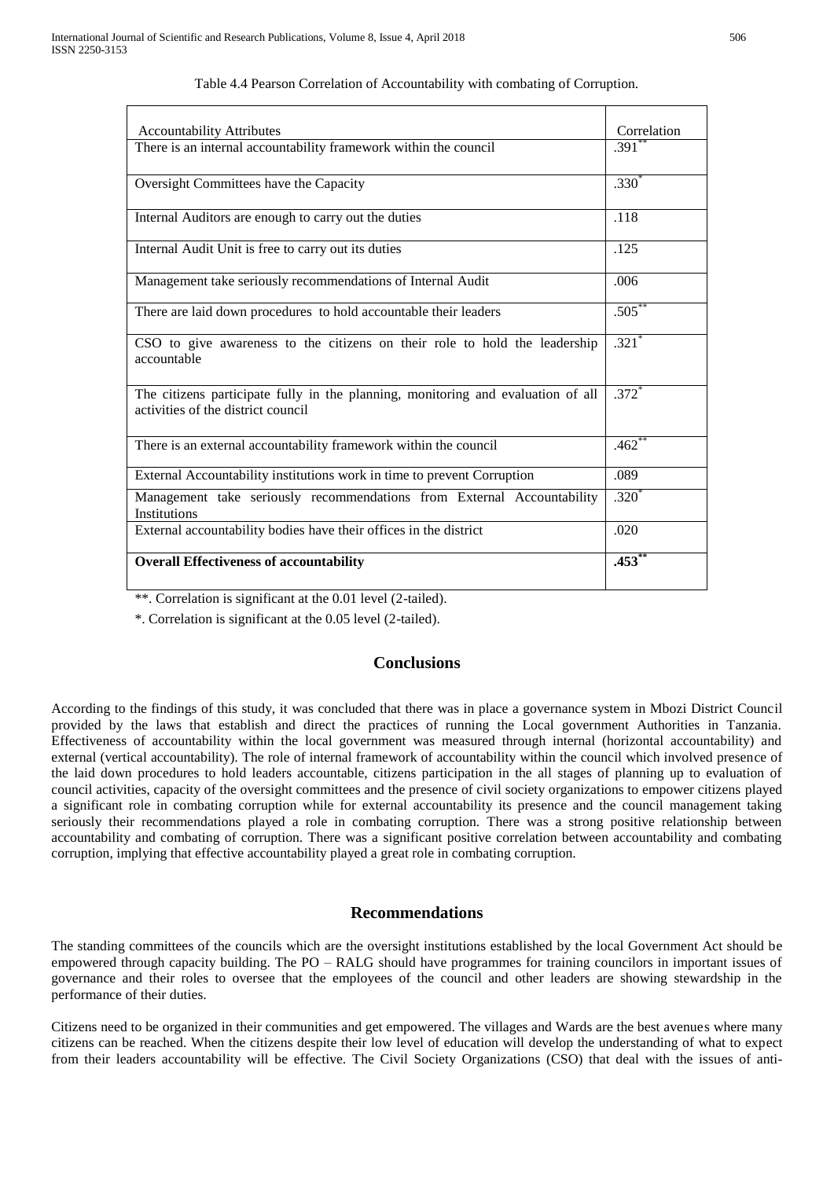Table 4.4 Pearson Correlation of Accountability with combating of Corruption.

| Accountability Attributes | Correlation |
|---|---|
| There is an internal accountability framework within the council | .391** |
| Oversight Committees have the Capacity | .330* |
| Internal Auditors are enough to carry out the duties | .118 |
| Internal Audit Unit is free to carry out its duties | .125 |
| Management take seriously recommendations of Internal Audit | .006 |
| There are laid down procedures to hold accountable their leaders | .505** |
| CSO to give awareness to the citizens on their role to hold the leadership accountable | .321* |
| The citizens participate fully in the planning, monitoring and evaluation of all activities of the district council | .372* |
| There is an external accountability framework within the council | .462** |
| External Accountability institutions work in time to prevent Corruption | .089 |
| Management take seriously recommendations from External Accountability Institutions | .320* |
| External accountability bodies have their offices in the district | .020 |
| **Overall Effectiveness of accountability** | **.453**** |

**. Correlation is significant at the 0.01 level (2-tailed).

*. Correlation is significant at the 0.05 level (2-tailed).

## Conclusions

According to the findings of this study, it was concluded that there was in place a governance system in Mbozi District Council provided by the laws that establish and direct the practices of running the Local government Authorities in Tanzania. Effectiveness of accountability within the local government was measured through internal (horizontal accountability) and external (vertical accountability). The role of internal framework of accountability within the council which involved presence of the laid down procedures to hold leaders accountable, citizens participation in the all stages of planning up to evaluation of council activities, capacity of the oversight committees and the presence of civil society organizations to empower citizens played a significant role in combating corruption while for external accountability its presence and the council management taking seriously their recommendations played a role in combating corruption. There was a strong positive relationship between accountability and combating of corruption. There was a significant positive correlation between accountability and combating corruption, implying that effective accountability played a great role in combating corruption.

## Recommendations

The standing committees of the councils which are the oversight institutions established by the local Government Act should be empowered through capacity building. The PO – RALG should have programmes for training councilors in important issues of governance and their roles to oversee that the employees of the council and other leaders are showing stewardship in the performance of their duties.

Citizens need to be organized in their communities and get empowered. The villages and Wards are the best avenues where many citizens can be reached. When the citizens despite their low level of education will develop the understanding of what to expect from their leaders accountability will be effective. The Civil Society Organizations (CSO) that deal with the issues of anti-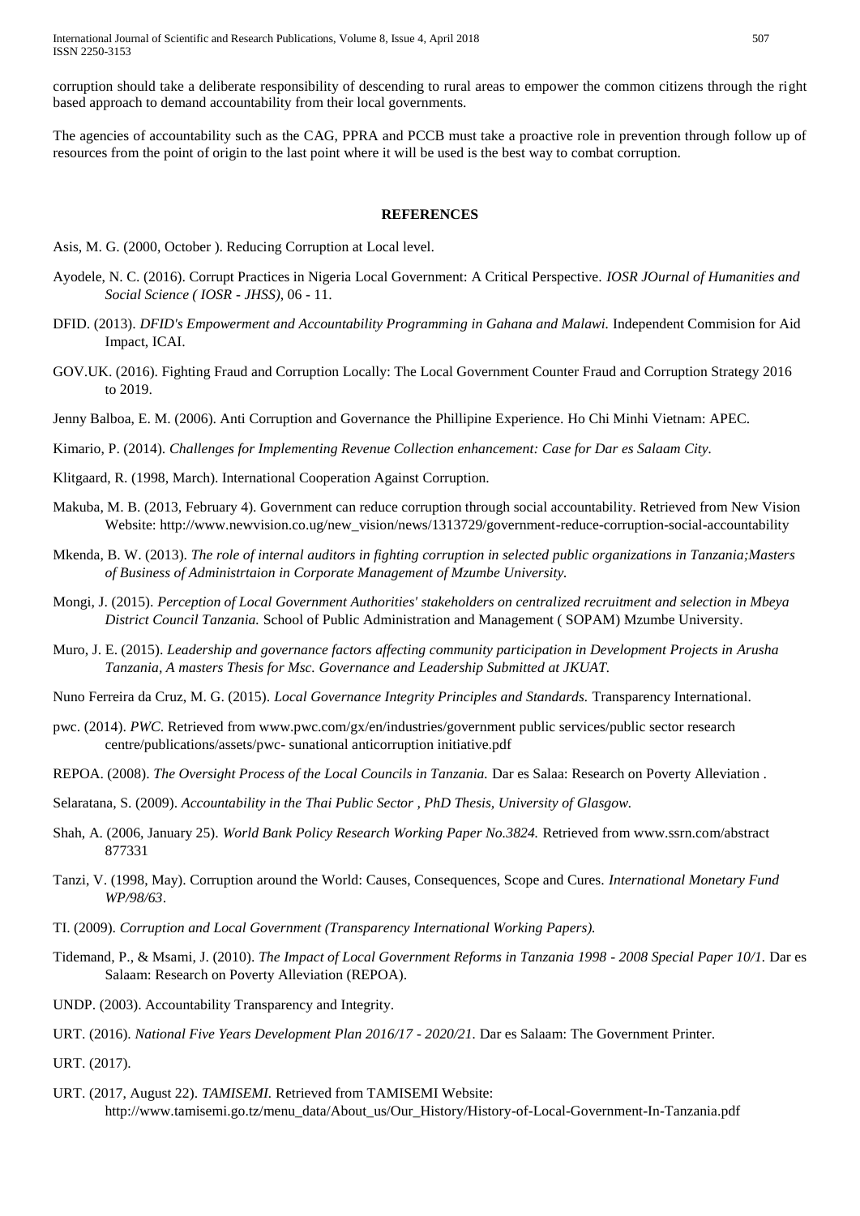corruption should take a deliberate responsibility of descending to rural areas to empower the common citizens through the right based approach to demand accountability from their local governments.

The agencies of accountability such as the CAG, PPRA and PCCB must take a proactive role in prevention through follow up of resources from the point of origin to the last point where it will be used is the best way to combat corruption.

## REFERENCES

Asis, M. G. (2000, October ). Reducing Corruption at Local level.

Ayodele, N. C. (2016). Corrupt Practices in Nigeria Local Government: A Critical Perspective. *IOSR JOurnal of Humanities and Social Science ( IOSR - JHSS)*, 06 - 11.

DFID. (2013). *DFID's Empowerment and Accountability Programming in Gahana and Malawi.* Independent Commision for Aid Impact, ICAI.

GOV.UK. (2016). Fighting Fraud and Corruption Locally: The Local Government Counter Fraud and Corruption Strategy 2016 to 2019.

Jenny Balboa, E. M. (2006). Anti Corruption and Governance the Phillipine Experience. Ho Chi Minhi Vietnam: APEC.

Kimario, P. (2014). *Challenges for Implementing Revenue Collection enhancement: Case for Dar es Salaam City.*

Klitgaard, R. (1998, March). International Cooperation Against Corruption.

Makuba, M. B. (2013, February 4). Government can reduce corruption through social accountability. Retrieved from New Vision Website: http://www.newvision.co.ug/new_vision/news/1313729/government-reduce-corruption-social-accountability

Mkenda, B. W. (2013). *The role of internal auditors in fighting corruption in selected public organizations in Tanzania;Masters of Business of Administrtaion in Corporate Management of Mzumbe University.*

Mongi, J. (2015). *Perception of Local Government Authorities' stakeholders on centralized recruitment and selection in Mbeya District Council Tanzania.* School of Public Administration and Management ( SOPAM) Mzumbe University.

Muro, J. E. (2015). *Leadership and governance factors affecting community participation in Development Projects in Arusha Tanzania, A masters Thesis for Msc. Governance and Leadership Submitted at JKUAT.*

Nuno Ferreira da Cruz, M. G. (2015). *Local Governance Integrity Principles and Standards.* Transparency International.

pwc. (2014). *PWC.* Retrieved from www.pwc.com/gx/en/industries/government public services/public sector research centre/publications/assets/pwc- sunational anticorruption initiative.pdf

REPOA. (2008). *The Oversight Process of the Local Councils in Tanzania.* Dar es Salaa: Research on Poverty Alleviation .

Selaratana, S. (2009). *Accountability in the Thai Public Sector , PhD Thesis, University of Glasgow.*

Shah, A. (2006, January 25). *World Bank Policy Research Working Paper No.3824.* Retrieved from www.ssrn.com/abstract 877331

Tanzi, V. (1998, May). Corruption around the World: Causes, Consequences, Scope and Cures. *International Monetary Fund WP/98/63*.

TI. (2009). *Corruption and Local Government (Transparency International Working Papers).*

Tidemand, P., & Msami, J. (2010). *The Impact of Local Government Reforms in Tanzania 1998 - 2008 Special Paper 10/1.* Dar es Salaam: Research on Poverty Alleviation (REPOA).

UNDP. (2003). Accountability Transparency and Integrity.

URT. (2016). *National Five Years Development Plan 2016/17 - 2020/21.* Dar es Salaam: The Government Printer.

URT. (2017).

URT. (2017, August 22). *TAMISEMI.* Retrieved from TAMISEMI Website: http://www.tamisemi.go.tz/menu_data/About_us/Our_History/History-of-Local-Government-In-Tanzania.pdf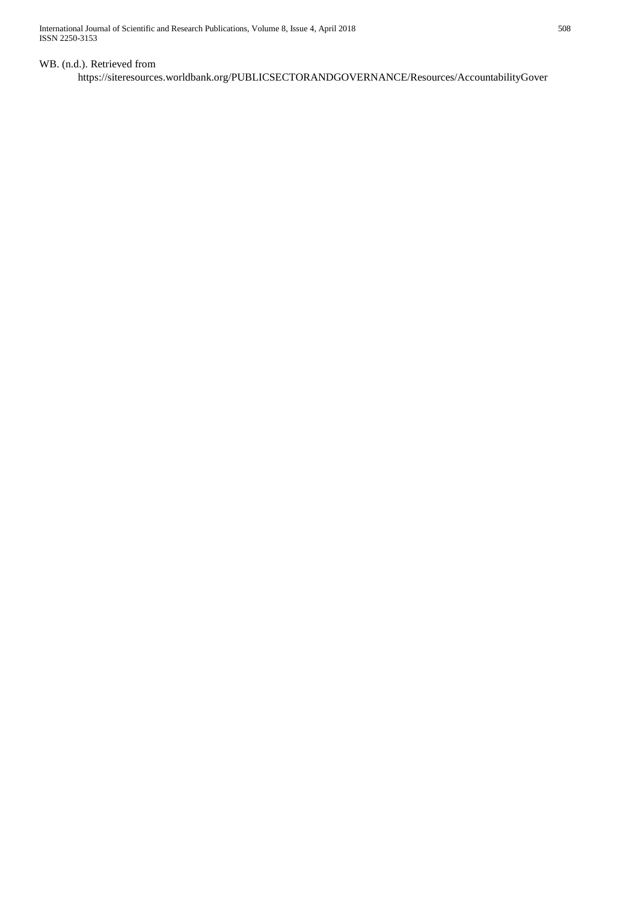WB. (n.d.). Retrieved from https://siteresources.worldbank.org/PUBLICSECTORANDGOVERNANCE/Resources/AccountabilityGover